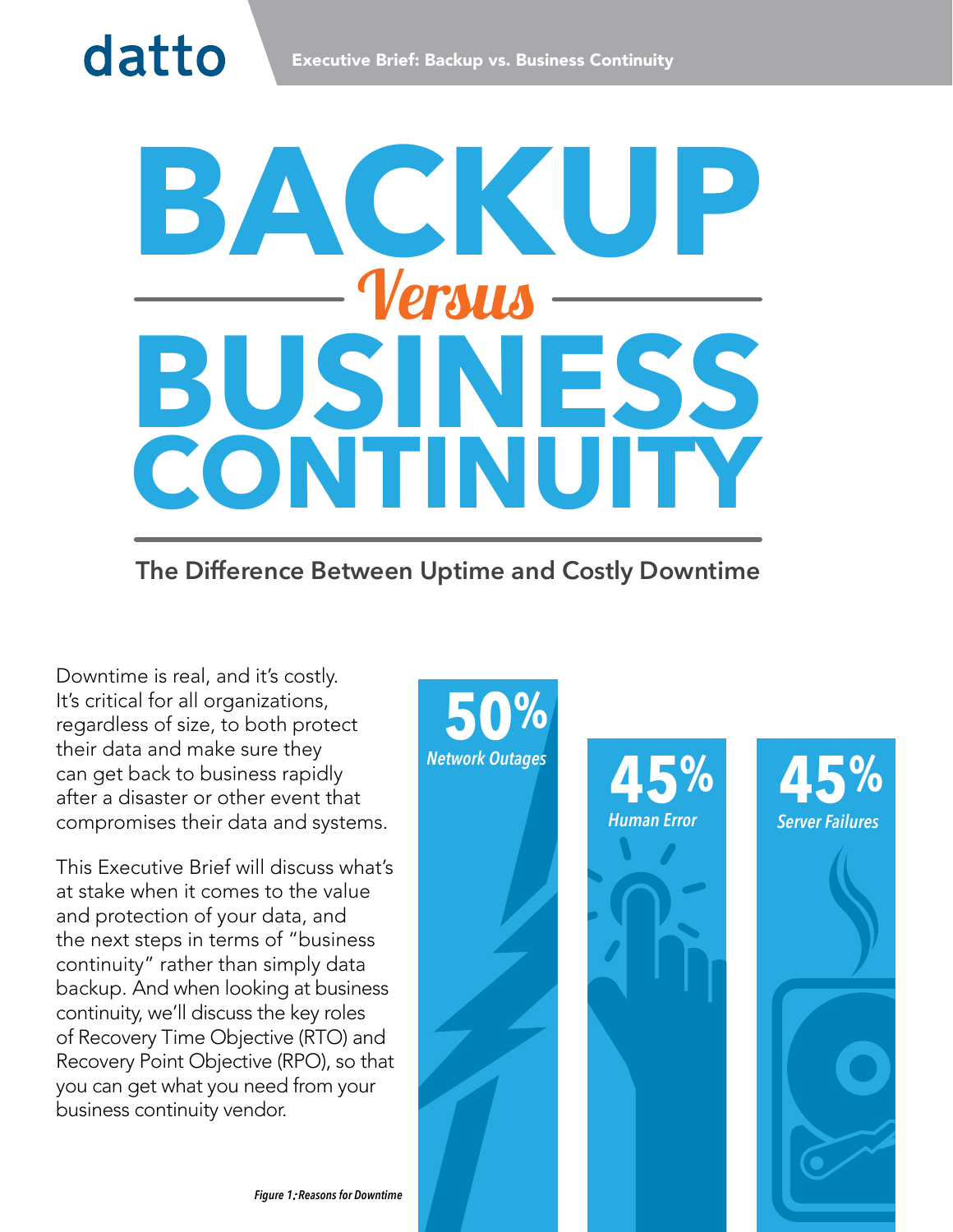# BACKUP Versus BUSINESS CONTINUITY

## The Difference Between Uptime and Costly Downtime

Downtime is real, and it's costly. It's critical for all organizations, regardless of size, to both protect their data and make sure they can get back to business rapidly after a disaster or other event that compromises their data and systems.

This Executive Brief will discuss what's at stake when it comes to the value and protection of your data, and the next steps in terms of "business continuity" rather than simply data backup. And when looking at business continuity, we'll discuss the key roles of Recovery Time Objective (RTO) and Recovery Point Objective (RPO), so that you can get what you need from your business continuity vendor.

**50%** *Network Outages*

**45%** *Human Error*

**45%** *Server Failures*

*Figure 1: Reasons for Downtime*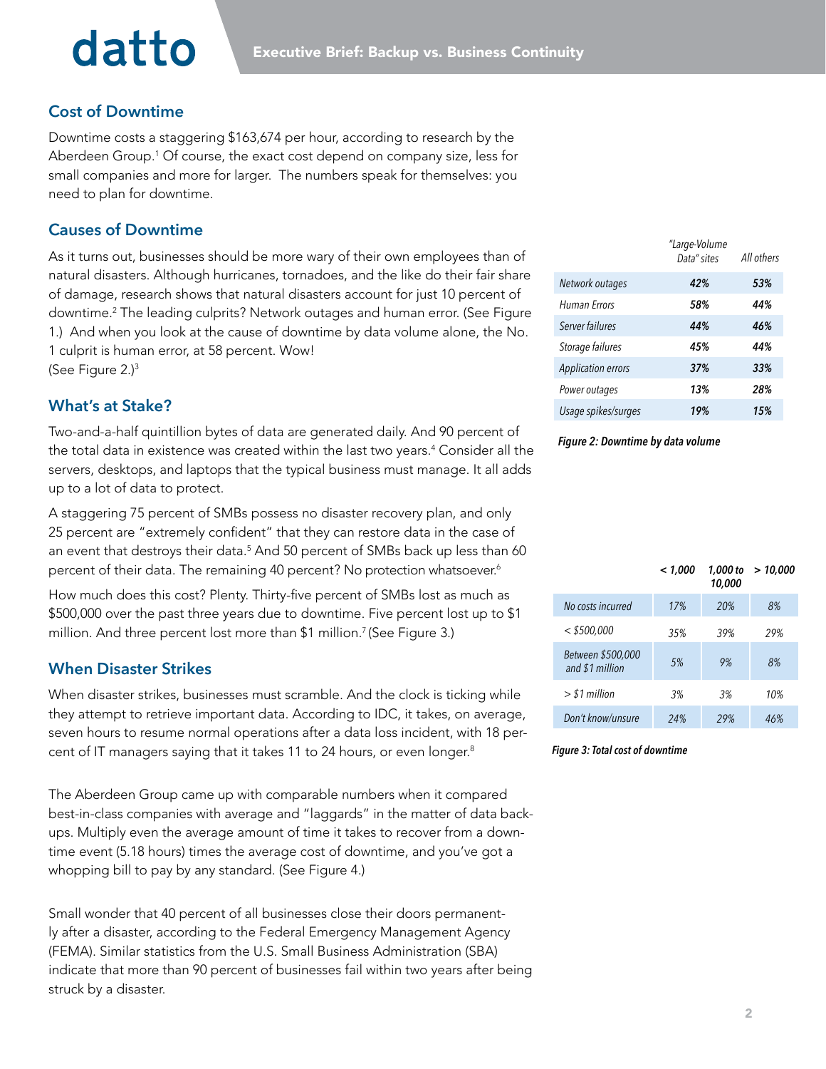## Cost of Downtime

Downtime costs a staggering $163,674 per hour, according to research by the Aberdeen Group.[1] Of course, the exact cost depend on company size, less for small companies and more for larger. The numbers speak for themselves: you need to plan for downtime.

## Causes of Downtime

As it turns out, businesses should be more wary of their own employees than of natural disasters. Although hurricanes, tornadoes, and the like do their fair share of damage, research shows that natural disasters account for just 10 percent of downtime.[2] The leading culprits? Network outages and human error. (See Figure 1.) And when you look at the cause of downtime by data volume alone, the No. 1 culprit is human error, at 58 percent. Wow! (See Figure 2.)[3]

| | "Large-Volume Data" sites | All others |
|---|---|---|
| *Network outages* | ***42%*** | ***53%*** |
| *Human Errors* | ***58%*** | ***44%*** |
| *Server failures* | ***44%*** | ***46%*** |
| *Storage failures* | ***45%*** | ***44%*** |
| *Application errors* | ***37%*** | ***33%*** |
| *Power outages* | ***13%*** | ***28%*** |
| *Usage spikes/surges* | ***19%*** | ***15%*** |

***Figure 2: Downtime by data volume***

## What's at Stake?

Two-and-a-half quintillion bytes of data are generated daily. And 90 percent of the total data in existence was created within the last two years.[4] Consider all the servers, desktops, and laptops that the typical business must manage. It all adds up to a lot of data to protect.

A staggering 75 percent of SMBs possess no disaster recovery plan, and only 25 percent are "extremely confident" that they can restore data in the case of an event that destroys their data.[5] And 50 percent of SMBs back up less than 60 percent of their data. The remaining 40 percent? No protection whatsoever.[6]

How much does this cost? Plenty. Thirty-five percent of SMBs lost as much as $500,000 over the past three years due to downtime. Five percent lost up to $1 million. And three percent lost more than $1 million.[7] (See Figure 3.)

| | ***< 1,000*** | ***1,000 to 10,000*** | ***> 10,000*** |
|---|---|---|---|
| *No costs incurred* | *17%* | *20%* | *8%* |
| *< $500,000* | *35%* | *39%* | *29%* |
| *Between $500,000 and $1 million* | *5%* | *9%* | *8%* |
| *> $1 million* | *3%* | *3%* | *10%* |
| *Don't know/unsure* | *24%* | *29%* | *46%* |

***Figure 3: Total cost of downtime***

## When Disaster Strikes

When disaster strikes, businesses must scramble. And the clock is ticking while they attempt to retrieve important data. According to IDC, it takes, on average, seven hours to resume normal operations after a data loss incident, with 18 percent of IT managers saying that it takes 11 to 24 hours, or even longer.[8]

The Aberdeen Group came up with comparable numbers when it compared best-in-class companies with average and "laggards" in the matter of data backups. Multiply even the average amount of time it takes to recover from a downtime event (5.18 hours) times the average cost of downtime, and you've got a whopping bill to pay by any standard. (See Figure 4.)

Small wonder that 40 percent of all businesses close their doors permanently after a disaster, according to the Federal Emergency Management Agency (FEMA). Similar statistics from the U.S. Small Business Administration (SBA) indicate that more than 90 percent of businesses fail within two years after being struck by a disaster.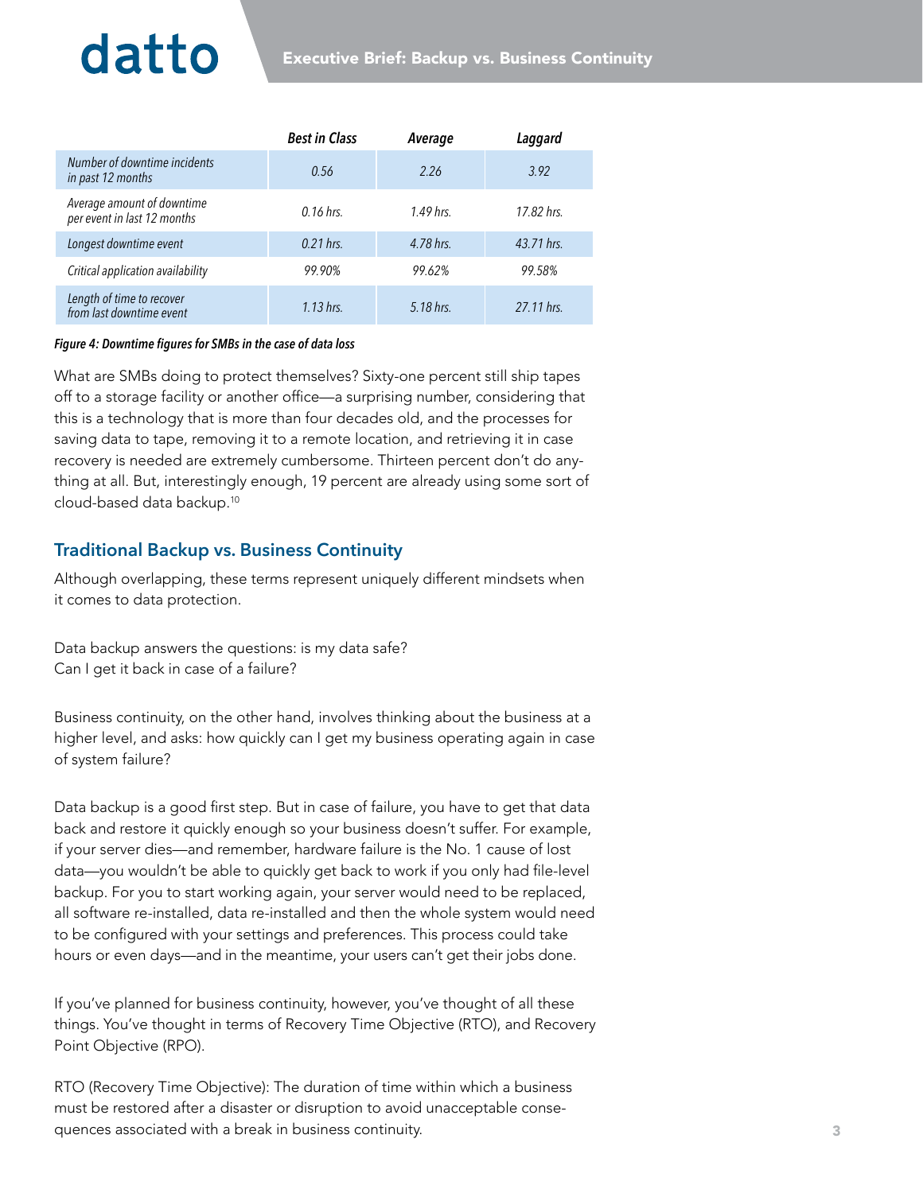| | *Best in Class* | *Average* | *Laggard* |
|---|---|---|---|
| *Number of downtime incidents in past 12 months* | *0.56* | *2.26* | *3.92* |
| *Average amount of downtime per event in last 12 months* | *0.16 hrs.* | *1.49 hrs.* | *17.82 hrs.* |
| *Longest downtime event* | *0.21 hrs.* | *4.78 hrs.* | *43.71 hrs.* |
| *Critical application availability* | *99.90%* | *99.62%* | *99.58%* |
| *Length of time to recover from last downtime event* | *1.13 hrs.* | *5.18 hrs.* | *27.11 hrs.* |

***Figure 4: Downtime figures for SMBs in the case of data loss***

What are SMBs doing to protect themselves? Sixty-one percent still ship tapes off to a storage facility or another office—a surprising number, considering that this is a technology that is more than four decades old, and the processes for saving data to tape, removing it to a remote location, and retrieving it in case recovery is needed are extremely cumbersome. Thirteen percent don't do anything at all. But, interestingly enough, 19 percent are already using some sort of cloud-based data backup.[10]

## Traditional Backup vs. Business Continuity

Although overlapping, these terms represent uniquely different mindsets when it comes to data protection.

Data backup answers the questions: is my data safe?
Can I get it back in case of a failure?

Business continuity, on the other hand, involves thinking about the business at a higher level, and asks: how quickly can I get my business operating again in case of system failure?

Data backup is a good first step. But in case of failure, you have to get that data back and restore it quickly enough so your business doesn't suffer. For example, if your server dies—and remember, hardware failure is the No. 1 cause of lost data—you wouldn't be able to quickly get back to work if you only had file-level backup. For you to start working again, your server would need to be replaced, all software re-installed, data re-installed and then the whole system would need to be configured with your settings and preferences. This process could take hours or even days—and in the meantime, your users can't get their jobs done.

If you've planned for business continuity, however, you've thought of all these things. You've thought in terms of Recovery Time Objective (RTO), and Recovery Point Objective (RPO).

RTO (Recovery Time Objective): The duration of time within which a business must be restored after a disaster or disruption to avoid unacceptable consequences associated with a break in business continuity.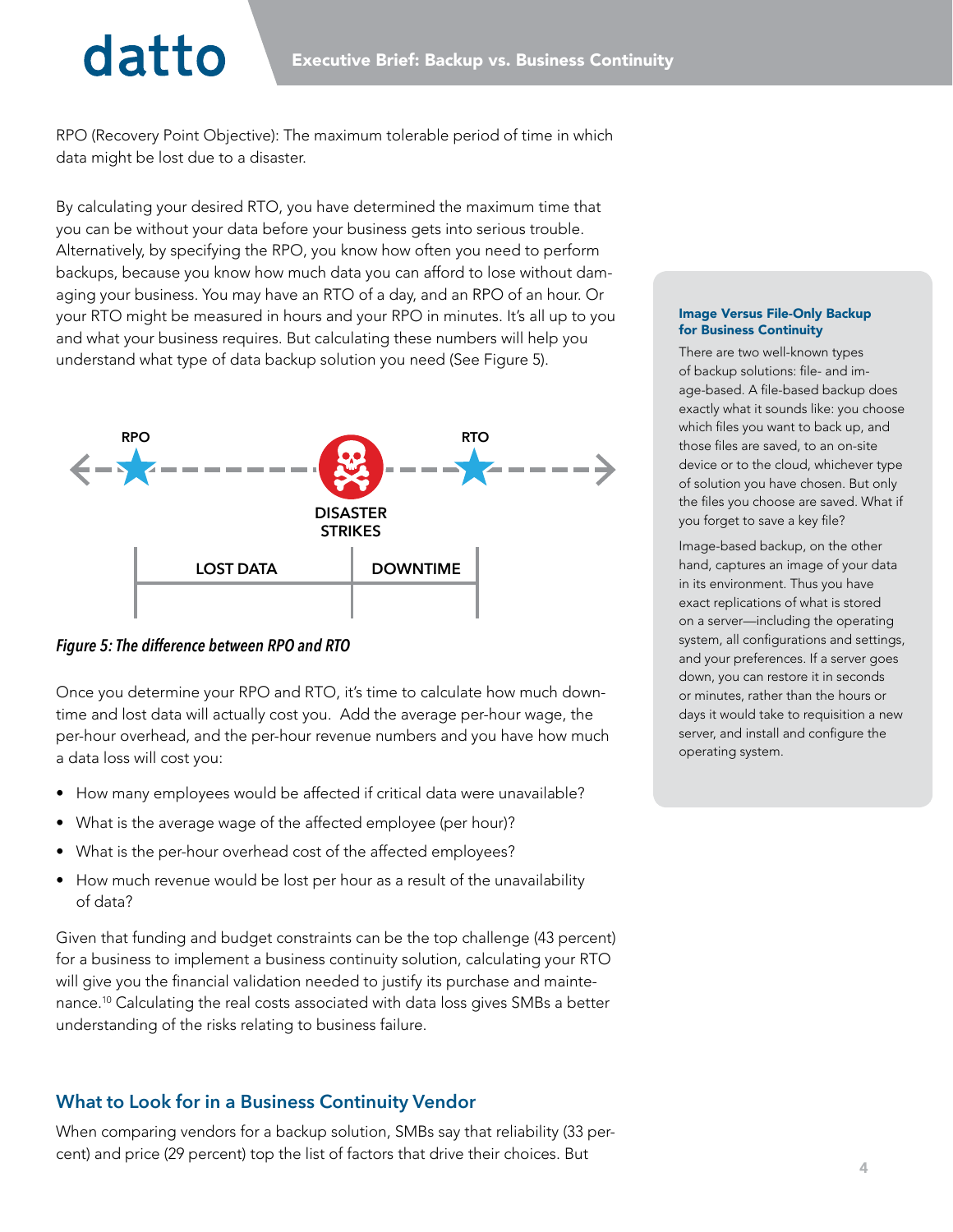RPO (Recovery Point Objective): The maximum tolerable period of time in which data might be lost due to a disaster.

By calculating your desired RTO, you have determined the maximum time that you can be without your data before your business gets into serious trouble. Alternatively, by specifying the RPO, you know how often you need to perform backups, because you know how much data you can afford to lose without damaging your business. You may have an RTO of a day, and an RPO of an hour. Or your RTO might be measured in hours and your RPO in minutes. It's all up to you and what your business requires. But calculating these numbers will help you understand what type of data backup solution you need (See Figure 5).

RPO

RTO

DISASTER STRIKES

LOST DATA

DOWNTIME

*Figure 5: The difference between RPO and RTO*

Once you determine your RPO and RTO, it's time to calculate how much downtime and lost data will actually cost you. Add the average per-hour wage, the per-hour overhead, and the per-hour revenue numbers and you have how much a data loss will cost you:

- How many employees would be affected if critical data were unavailable?
- What is the average wage of the affected employee (per hour)?
- What is the per-hour overhead cost of the affected employees?
- How much revenue would be lost per hour as a result of the unavailability of data?

Given that funding and budget constraints can be the top challenge (43 percent) for a business to implement a business continuity solution, calculating your RTO will give you the financial validation needed to justify its purchase and maintenance.[10] Calculating the real costs associated with data loss gives SMBs a better understanding of the risks relating to business failure.

## What to Look for in a Business Continuity Vendor

When comparing vendors for a backup solution, SMBs say that reliability (33 percent) and price (29 percent) top the list of factors that drive their choices. But

### Image Versus File-Only Backup for Business Continuity

There are two well-known types of backup solutions: file- and image-based. A file-based backup does exactly what it sounds like: you choose which files you want to back up, and those files are saved, to an on-site device or to the cloud, whichever type of solution you have chosen. But only the files you choose are saved. What if you forget to save a key file?

Image-based backup, on the other hand, captures an image of your data in its environment. Thus you have exact replications of what is stored on a server—including the operating system, all configurations and settings, and your preferences. If a server goes down, you can restore it in seconds or minutes, rather than the hours or days it would take to requisition a new server, and install and configure the operating system.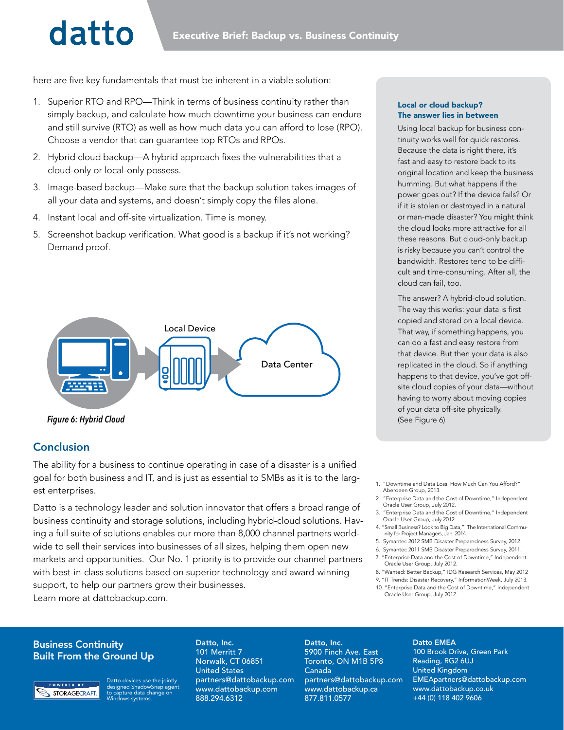here are five key fundamentals that must be inherent in a viable solution:

1. Superior RTO and RPO—Think in terms of business continuity rather than simply backup, and calculate how much downtime your business can endure and still survive (RTO) as well as how much data you can afford to lose (RPO). Choose a vendor that can guarantee top RTOs and RPOs.
2. Hybrid cloud backup—A hybrid approach fixes the vulnerabilities that a cloud-only or local-only possess.
3. Image-based backup—Make sure that the backup solution takes images of all your data and systems, and doesn't simply copy the files alone.
4. Instant local and off-site virtualization. Time is money.
5. Screenshot backup verification. What good is a backup if it's not working? Demand proof.

Local Device

Data Center

*Figure 6: Hybrid Cloud*

## Conclusion

The ability for a business to continue operating in case of a disaster is a unified goal for both business and IT, and is just as essential to SMBs as it is to the largest enterprises.

Datto is a technology leader and solution innovator that offers a broad range of business continuity and storage solutions, including hybrid-cloud solutions. Having a full suite of solutions enables our more than 8,000 channel partners worldwide to sell their services into businesses of all sizes, helping them open new markets and opportunities. Our No. 1 priority is to provide our channel partners with best-in-class solutions based on superior technology and award-winning support, to help our partners grow their businesses.
Learn more at dattobackup.com.

### Local or cloud backup? The answer lies in between

Using local backup for business continuity works well for quick restores. Because the data is right there, it's fast and easy to restore back to its original location and keep the business humming. But what happens if the power goes out? If the device fails? Or if it is stolen or destroyed in a natural or man-made disaster? You might think the cloud looks more attractive for all these reasons. But cloud-only backup is risky because you can't control the bandwidth. Restores tend to be difficult and time-consuming. After all, the cloud can fail, too.

The answer? A hybrid-cloud solution. The way this works: your data is first copied and stored on a local device. That way, if something happens, you can do a fast and easy restore from that device. But then your data is also replicated in the cloud. So if anything happens to that device, you've got off-site cloud copies of your data—without having to worry about moving copies of your data off-site physically.
(See Figure 6)

1. "Downtime and Data Loss: How Much Can You Afford?" Aberdeen Group, 2013.
2. "Enterprise Data and the Cost of Downtime," Independent Oracle User Group, July 2012.
3. "Enterprise Data and the Cost of Downtime," Independent Oracle User Group, July 2012.
4. "Small Business? Look to Big Data," The International Community for Project Managers, Jan. 2014.
5. Symantec 2012 SMB Disaster Preparedness Survey, 2012.
6. Symantec 2011 SMB Disaster Preparedness Survey, 2011.
7. "Enterprise Data and the Cost of Downtime," Independent Oracle User Group, July 2012.
8. "Wanted: Better Backup," IDG Research Services, May 2012
9. "IT Trends: Disaster Recovery," InformationWeek, July 2013.
10. "Enterprise Data and the Cost of Downtime," Independent Oracle User Group, July 2012.

**Business Continuity Built From the Ground Up**

POWERED BY STORAGECRAFT.

Datto devices use the jointly designed ShadowSnap agent to capture data change on Windows systems.

**Datto, Inc.**
101 Merritt 7
Norwalk, CT 06851
United States
partners@dattobackup.com
www.dattobackup.com
888.294.6312

**Datto, Inc.**
5900 Finch Ave. East
Toronto, ON M1B 5P8
Canada
partners@dattobackup.com
www.dattobackup.ca
877.811.0577

**Datto EMEA**
100 Brook Drive, Green Park
Reading, RG2 6UJ
United Kingdom
EMEApartners@dattobackup.com
www.dattobackup.co.uk
+44 (0) 118 402 9606